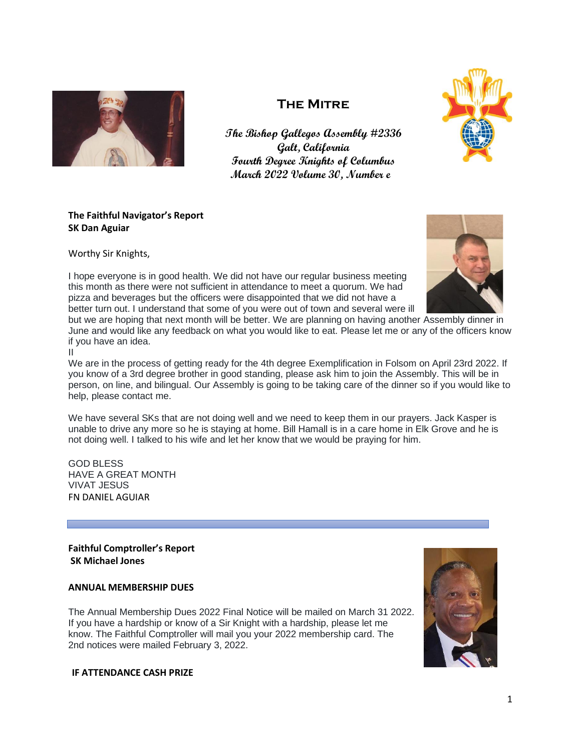# The Mitre

**The Bishop Gallegos Assembly #2336**
**Galt, California**
**Fourth Degree Knights of Columbus**
**March 2022 Volume 30, Number e**

**The Faithful Navigator's Report**
**SK Dan Aguiar**

Worthy Sir Knights,

I hope everyone is in good health. We did not have our regular business meeting this month as there were not sufficient in attendance to meet a quorum. We had pizza and beverages but the officers were disappointed that we did not have a better turn out. I understand that some of you were out of town and several were ill but we are hoping that next month will be better. We are planning on having another Assembly dinner in June and would like any feedback on what you would like to eat. Please let me or any of the officers know if you have an idea.

II

We are in the process of getting ready for the 4th degree Exemplification in Folsom on April 23rd 2022. If you know of a 3rd degree brother in good standing, please ask him to join the Assembly. This will be in person, on line, and bilingual. Our Assembly is going to be taking care of the dinner so if you would like to help, please contact me.

We have several SKs that are not doing well and we need to keep them in our prayers. Jack Kasper is unable to drive any more so he is staying at home. Bill Hamall is in a care home in Elk Grove and he is not doing well. I talked to his wife and let her know that we would be praying for him.

GOD BLESS
HAVE A GREAT MONTH
VIVAT JESUS
FN DANIEL AGUIAR

---

**Faithful Comptroller's Report**
**SK Michael Jones**

**ANNUAL MEMBERSHIP DUES**

The Annual Membership Dues 2022 Final Notice will be mailed on March 31 2022. If you have a hardship or know of a Sir Knight with a hardship, please let me know. The Faithful Comptroller will mail you your 2022 membership card. The 2nd notices were mailed February 3, 2022.

**IF ATTENDANCE CASH PRIZE**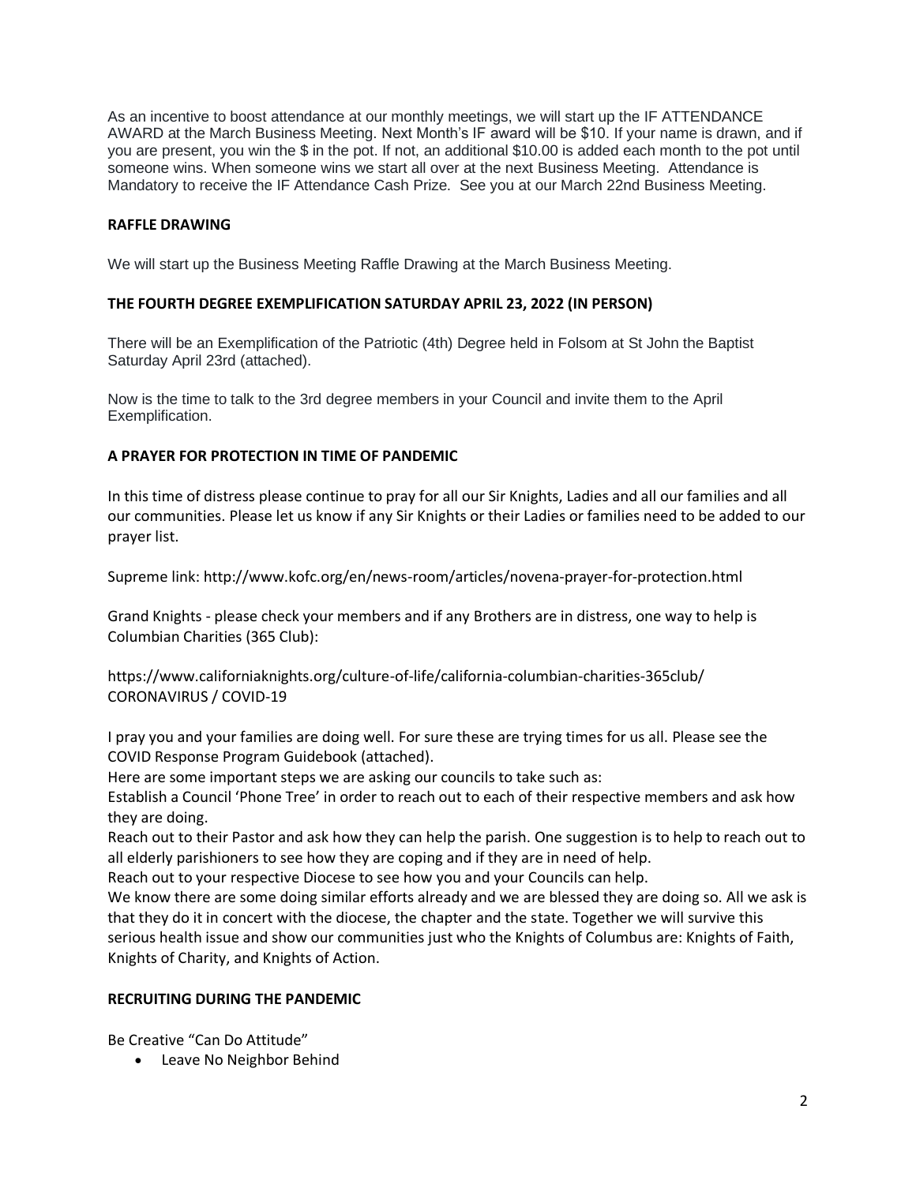As an incentive to boost attendance at our monthly meetings, we will start up the IF ATTENDANCE AWARD at the March Business Meeting. Next Month's IF award will be $10. If your name is drawn, and if you are present, you win the $ in the pot. If not, an additional $10.00 is added each month to the pot until someone wins. When someone wins we start all over at the next Business Meeting. Attendance is Mandatory to receive the IF Attendance Cash Prize. See you at our March 22nd Business Meeting.

**RAFFLE DRAWING**

We will start up the Business Meeting Raffle Drawing at the March Business Meeting.

**THE FOURTH DEGREE EXEMPLIFICATION SATURDAY APRIL 23, 2022 (IN PERSON)**

There will be an Exemplification of the Patriotic (4th) Degree held in Folsom at St John the Baptist Saturday April 23rd (attached).

Now is the time to talk to the 3rd degree members in your Council and invite them to the April Exemplification.

**A PRAYER FOR PROTECTION IN TIME OF PANDEMIC**

In this time of distress please continue to pray for all our Sir Knights, Ladies and all our families and all our communities. Please let us know if any Sir Knights or their Ladies or families need to be added to our prayer list.

Supreme link: http://www.kofc.org/en/news-room/articles/novena-prayer-for-protection.html

Grand Knights - please check your members and if any Brothers are in distress, one way to help is Columbian Charities (365 Club):

https://www.californiaknights.org/culture-of-life/california-columbian-charities-365club/
CORONAVIRUS / COVID-19

I pray you and your families are doing well. For sure these are trying times for us all. Please see the COVID Response Program Guidebook (attached).

Here are some important steps we are asking our councils to take such as:

Establish a Council 'Phone Tree' in order to reach out to each of their respective members and ask how they are doing.

Reach out to their Pastor and ask how they can help the parish. One suggestion is to help to reach out to all elderly parishioners to see how they are coping and if they are in need of help.

Reach out to your respective Diocese to see how you and your Councils can help.

We know there are some doing similar efforts already and we are blessed they are doing so. All we ask is that they do it in concert with the diocese, the chapter and the state. Together we will survive this serious health issue and show our communities just who the Knights of Columbus are: Knights of Faith, Knights of Charity, and Knights of Action.

**RECRUITING DURING THE PANDEMIC**

Be Creative "Can Do Attitude"

- Leave No Neighbor Behind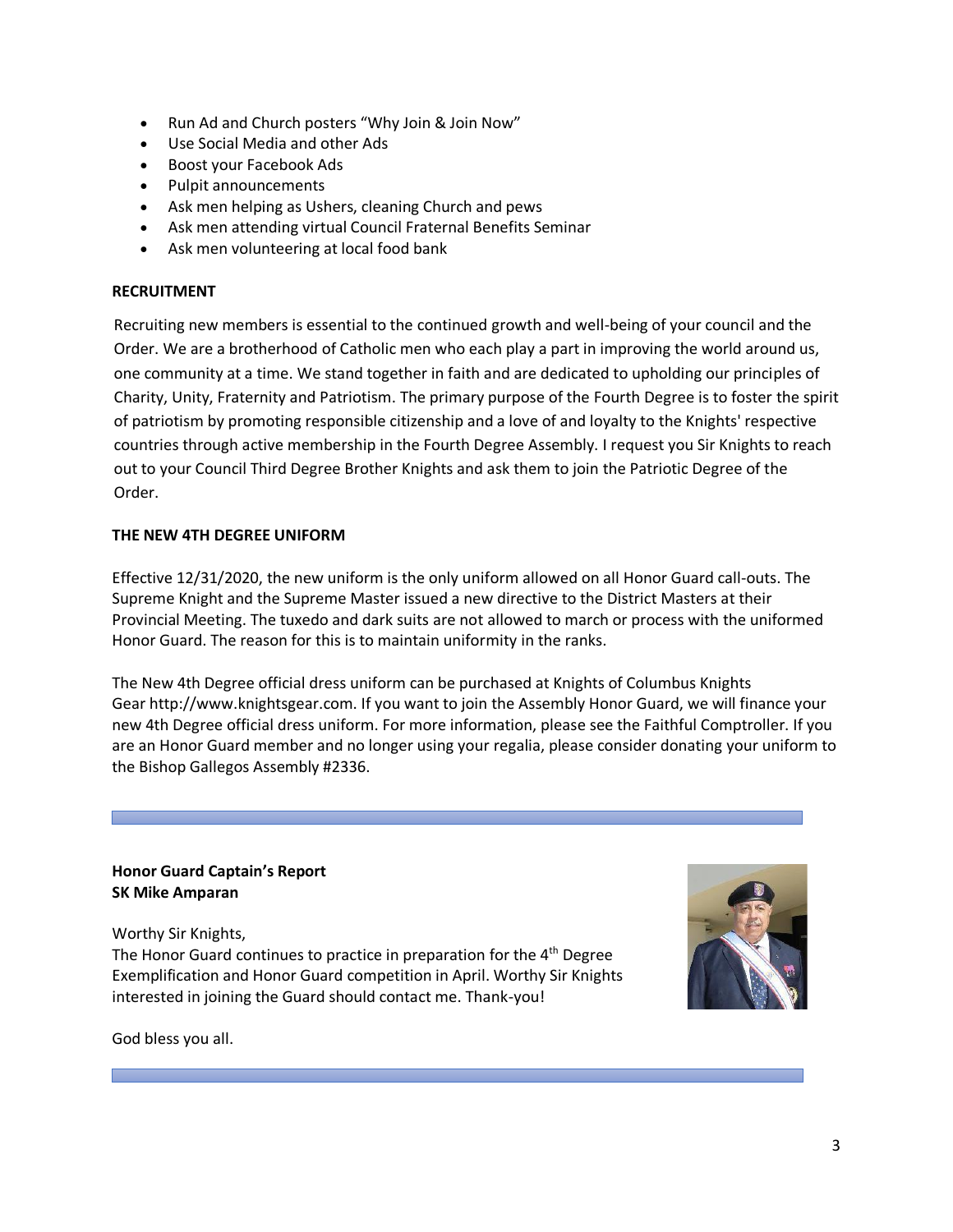- Run Ad and Church posters "Why Join & Join Now"
- Use Social Media and other Ads
- Boost your Facebook Ads
- Pulpit announcements
- Ask men helping as Ushers, cleaning Church and pews
- Ask men attending virtual Council Fraternal Benefits Seminar
- Ask men volunteering at local food bank

**RECRUITMENT**

Recruiting new members is essential to the continued growth and well-being of your council and the Order. We are a brotherhood of Catholic men who each play a part in improving the world around us, one community at a time. We stand together in faith and are dedicated to upholding our principles of Charity, Unity, Fraternity and Patriotism. The primary purpose of the Fourth Degree is to foster the spirit of patriotism by promoting responsible citizenship and a love of and loyalty to the Knights' respective countries through active membership in the Fourth Degree Assembly. I request you Sir Knights to reach out to your Council Third Degree Brother Knights and ask them to join the Patriotic Degree of the Order.

**THE NEW 4TH DEGREE UNIFORM**

Effective 12/31/2020, the new uniform is the only uniform allowed on all Honor Guard call-outs. The Supreme Knight and the Supreme Master issued a new directive to the District Masters at their Provincial Meeting. The tuxedo and dark suits are not allowed to march or process with the uniformed Honor Guard. The reason for this is to maintain uniformity in the ranks.

The New 4th Degree official dress uniform can be purchased at Knights of Columbus Knights Gear http://www.knightsgear.com. If you want to join the Assembly Honor Guard, we will finance your new 4th Degree official dress uniform. For more information, please see the Faithful Comptroller. If you are an Honor Guard member and no longer using your regalia, please consider donating your uniform to the Bishop Gallegos Assembly #2336.

---

**Honor Guard Captain's Report**
**SK Mike Amparan**

Worthy Sir Knights,
The Honor Guard continues to practice in preparation for the 4th Degree Exemplification and Honor Guard competition in April. Worthy Sir Knights interested in joining the Guard should contact me. Thank-you!

God bless you all.

---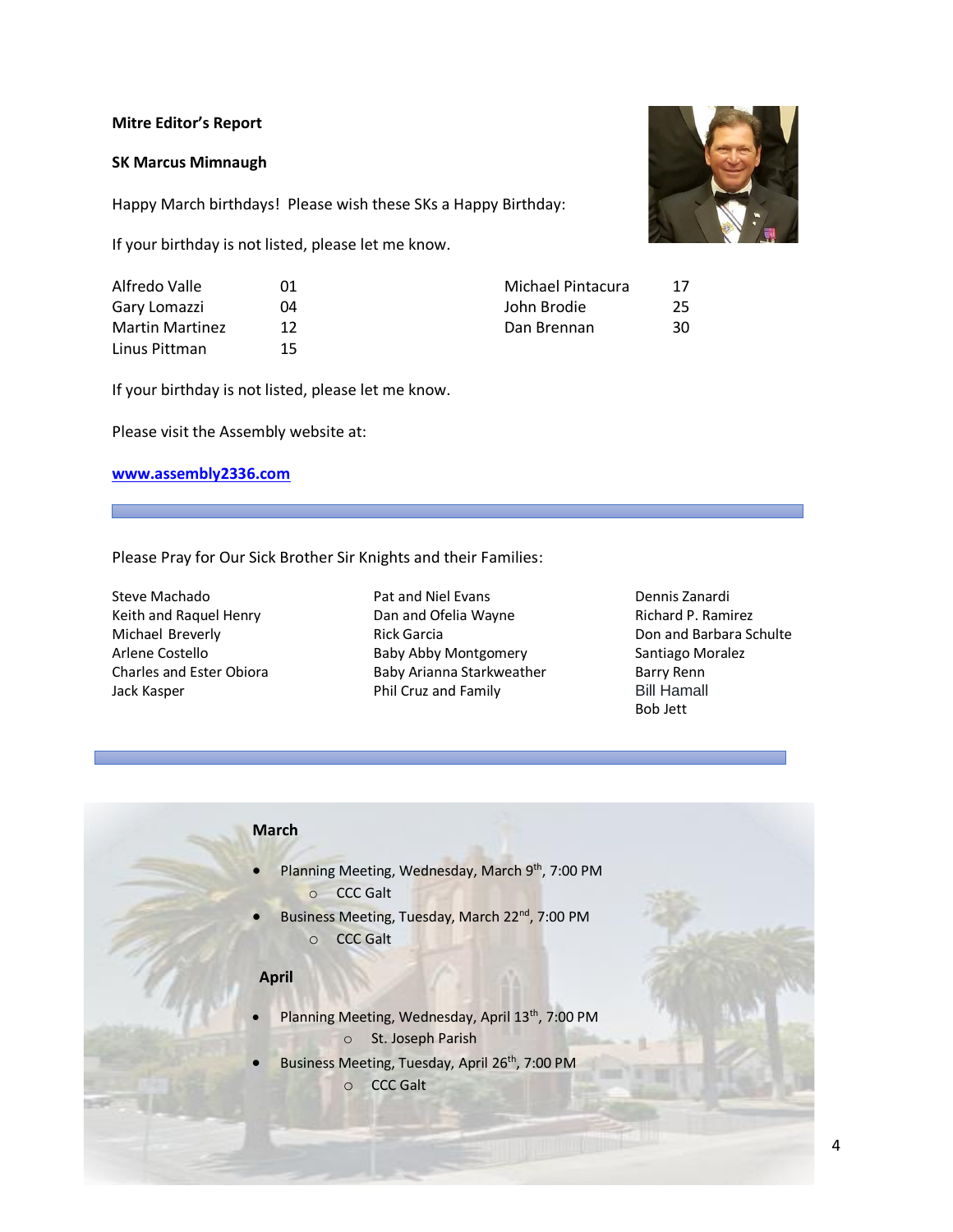**Mitre Editor's Report**

**SK Marcus Mimnaugh**

Happy March birthdays! Please wish these SKs a Happy Birthday:

If your birthday is not listed, please let me know.

| | | | |
|---|---|---|---|
| Alfredo Valle | 01 | Michael Pintacura | 17 |
| Gary Lomazzi | 04 | John Brodie | 25 |
| Martin Martinez | 12 | Dan Brennan | 30 |
| Linus Pittman | 15 | | |

If your birthday is not listed, please let me know.

Please visit the Assembly website at:

**www.assembly2336.com**

---

Please Pray for Our Sick Brother Sir Knights and their Families:

Steve Machado
Keith and Raquel Henry
Michael Breverly
Arlene Costello
Charles and Ester Obiora
Jack Kasper
Pat and Niel Evans
Dan and Ofelia Wayne
Rick Garcia
Baby Abby Montgomery
Baby Arianna Starkweather
Phil Cruz and Family
Dennis Zanardi
Richard P. Ramirez
Don and Barbara Schulte
Santiago Moralez
Barry Renn
Bill Hamall
Bob Jett

---

**March**

- Planning Meeting, Wednesday, March 9th, 7:00 PM
  - CCC Galt
- Business Meeting, Tuesday, March 22nd, 7:00 PM
  - CCC Galt

**April**

- Planning Meeting, Wednesday, April 13th, 7:00 PM
  - St. Joseph Parish
- Business Meeting, Tuesday, April 26th, 7:00 PM
  - CCC Galt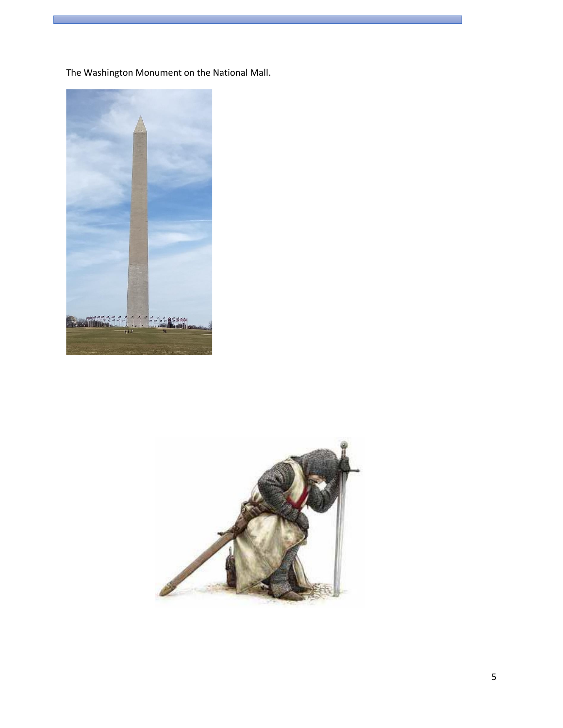The Washington Monument on the National Mall.